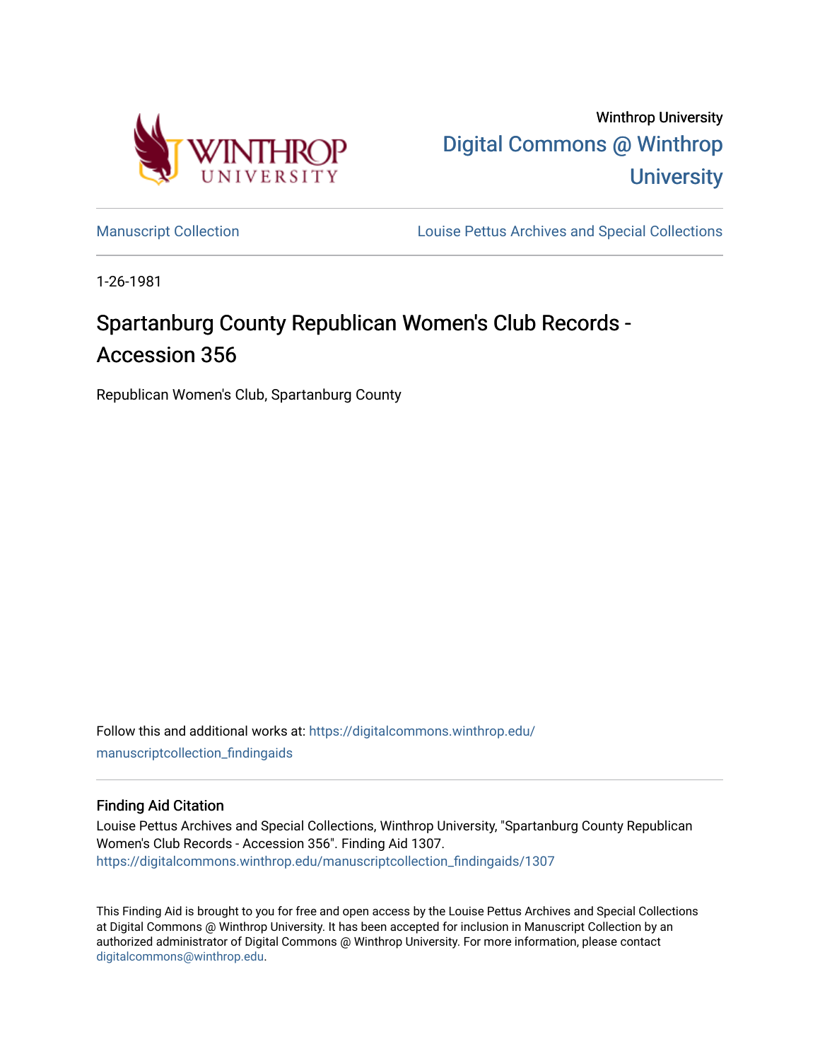Winthrop University

[Digital Commons @ Winthrop University](https://digitalcommons.winthrop.edu/)

[Manuscript Collection](https://digitalcommons.winthrop.edu/manuscriptcollection_findingaids) | [Louise Pettus Archives and Special Collections](https://digitalcommons.winthrop.edu/)

1-26-1981

# Spartanburg County Republican Women's Club Records - Accession 356

Republican Women's Club, Spartanburg County

Follow this and additional works at: https://digitalcommons.winthrop.edu/manuscriptcollection_findingaids

## Finding Aid Citation

Louise Pettus Archives and Special Collections, Winthrop University, "Spartanburg County Republican Women's Club Records - Accession 356". Finding Aid 1307.
https://digitalcommons.winthrop.edu/manuscriptcollection_findingaids/1307

This Finding Aid is brought to you for free and open access by the Louise Pettus Archives and Special Collections at Digital Commons @ Winthrop University. It has been accepted for inclusion in Manuscript Collection by an authorized administrator of Digital Commons @ Winthrop University. For more information, please contact digitalcommons@winthrop.edu.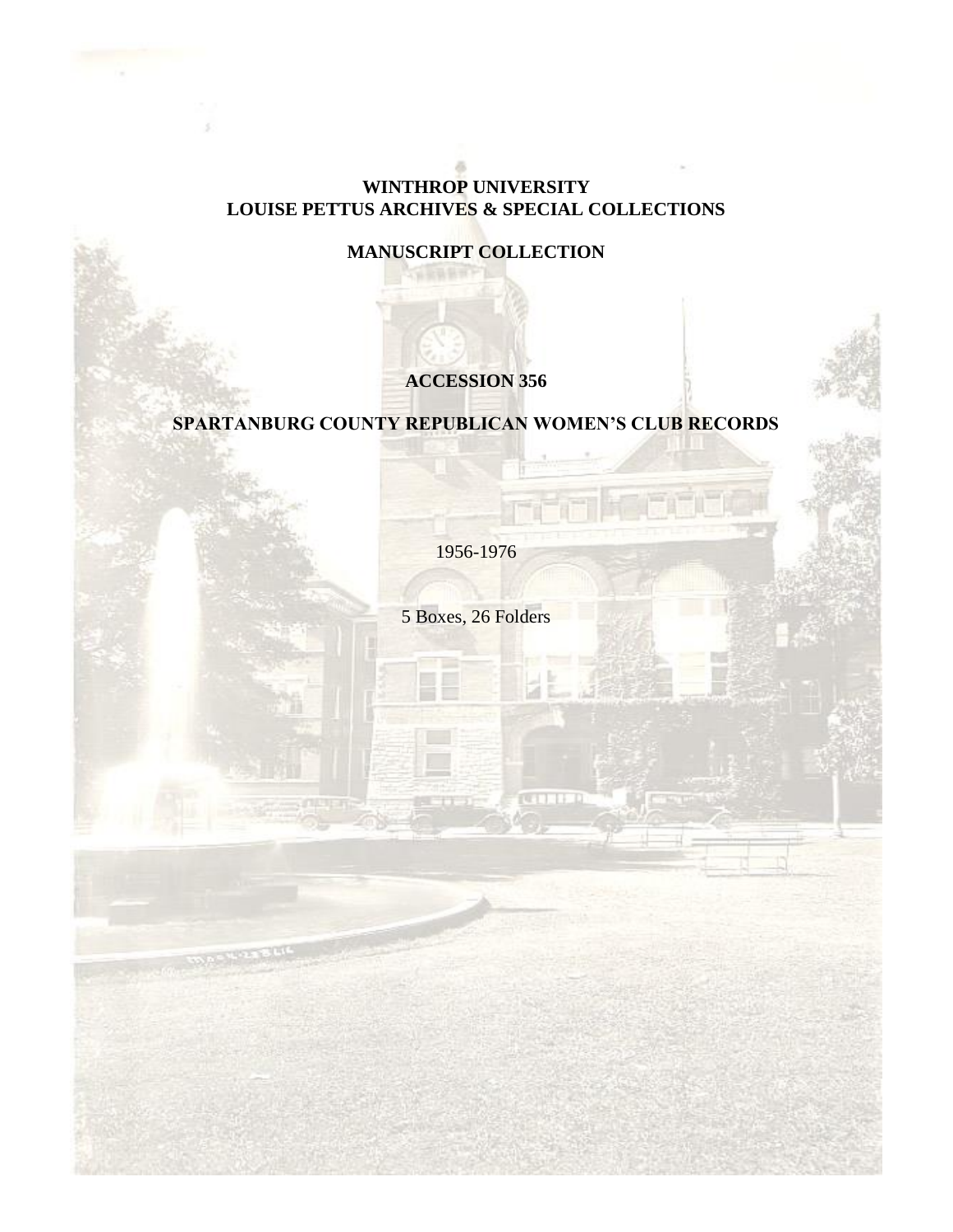**WINTHROP UNIVERSITY**
**LOUISE PETTUS ARCHIVES & SPECIAL COLLECTIONS**

**MANUSCRIPT COLLECTION**

**ACCESSION 356**

**SPARTANBURG COUNTY REPUBLICAN WOMEN'S CLUB RECORDS**

1956-1976

5 Boxes, 26 Folders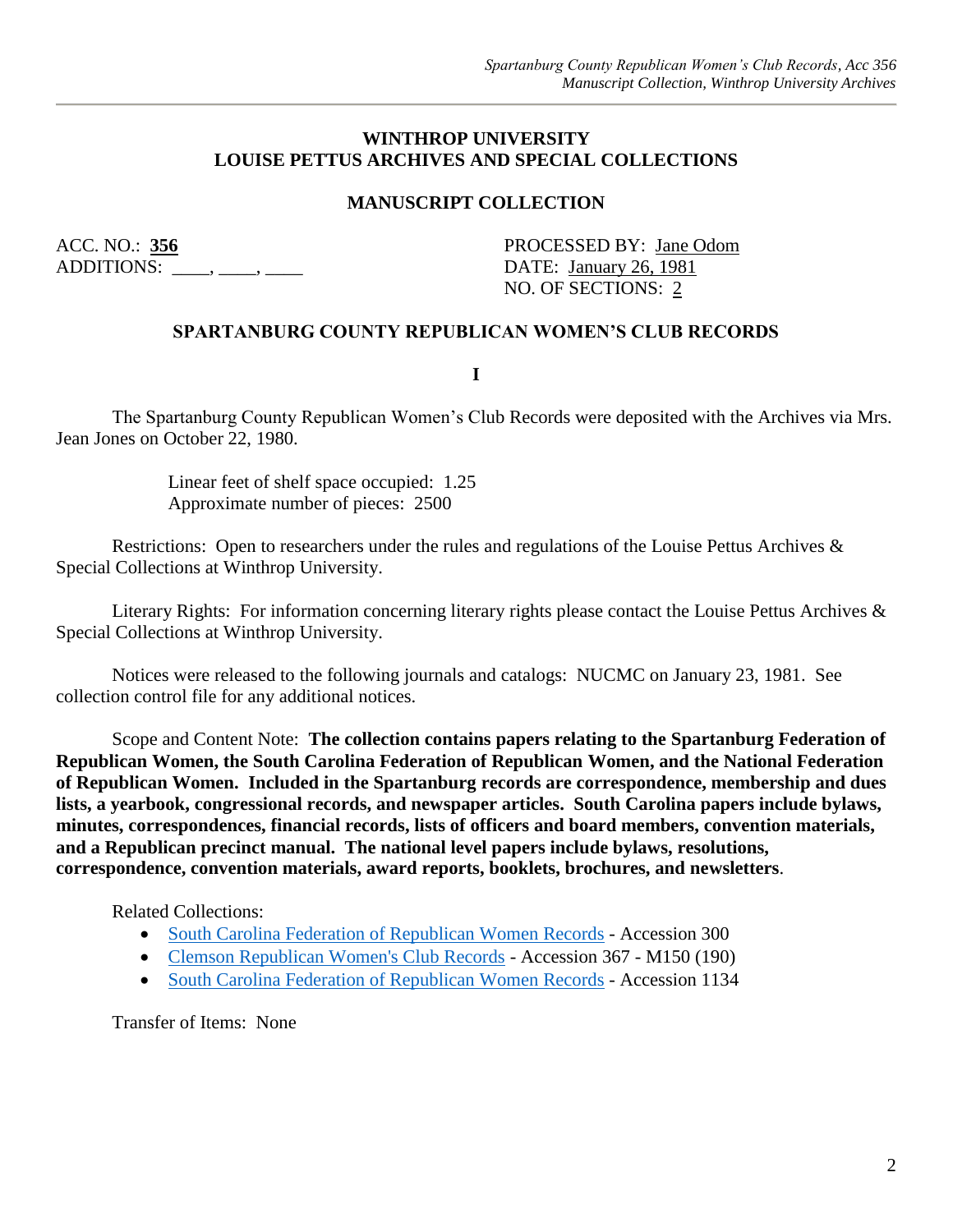**WINTHROP UNIVERSITY**
**LOUISE PETTUS ARCHIVES AND SPECIAL COLLECTIONS**

**MANUSCRIPT COLLECTION**

ACC. NO.: **356**
ADDITIONS: ____, ____, ____

PROCESSED BY: Jane Odom
DATE: January 26, 1981
NO. OF SECTIONS: 2

**SPARTANBURG COUNTY REPUBLICAN WOMEN'S CLUB RECORDS**

**I**

The Spartanburg County Republican Women's Club Records were deposited with the Archives via Mrs. Jean Jones on October 22, 1980.

Linear feet of shelf space occupied: 1.25
Approximate number of pieces: 2500

Restrictions: Open to researchers under the rules and regulations of the Louise Pettus Archives & Special Collections at Winthrop University.

Literary Rights: For information concerning literary rights please contact the Louise Pettus Archives & Special Collections at Winthrop University.

Notices were released to the following journals and catalogs: NUCMC on January 23, 1981. See collection control file for any additional notices.

Scope and Content Note: **The collection contains papers relating to the Spartanburg Federation of Republican Women, the South Carolina Federation of Republican Women, and the National Federation of Republican Women. Included in the Spartanburg records are correspondence, membership and dues lists, a yearbook, congressional records, and newspaper articles. South Carolina papers include bylaws, minutes, correspondences, financial records, lists of officers and board members, convention materials, and a Republican precinct manual. The national level papers include bylaws, resolutions, correspondence, convention materials, award reports, booklets, brochures, and newsletters**.

Related Collections:

- South Carolina Federation of Republican Women Records - Accession 300
- Clemson Republican Women's Club Records - Accession 367 - M150 (190)
- South Carolina Federation of Republican Women Records - Accession 1134

Transfer of Items: None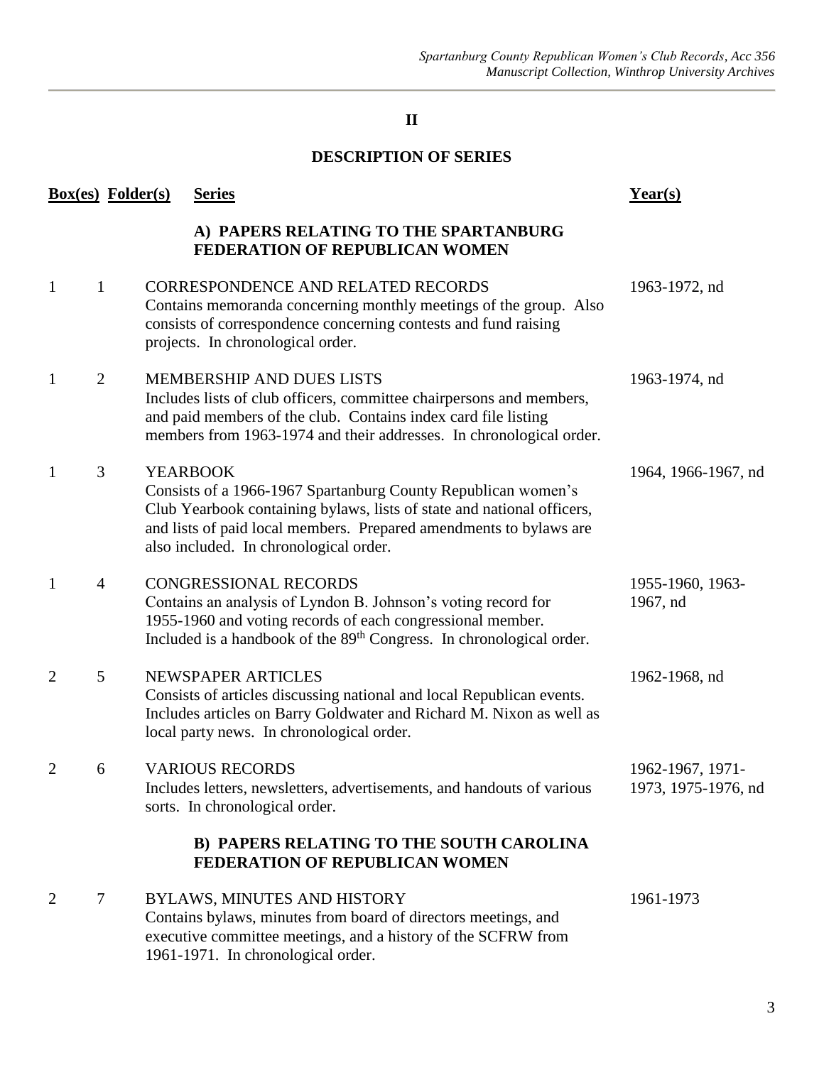## II

## DESCRIPTION OF SERIES

| Box(es) | Folder(s) | Series | Year(s) |
|---|---|---|---|
| | | **A) PAPERS RELATING TO THE SPARTANBURG FEDERATION OF REPUBLICAN WOMEN** | |
| 1 | 1 | CORRESPONDENCE AND RELATED RECORDS<br>Contains memoranda concerning monthly meetings of the group. Also consists of correspondence concerning contests and fund raising projects. In chronological order. | 1963-1972, nd |
| 1 | 2 | MEMBERSHIP AND DUES LISTS<br>Includes lists of club officers, committee chairpersons and members, and paid members of the club. Contains index card file listing members from 1963-1974 and their addresses. In chronological order. | 1963-1974, nd |
| 1 | 3 | YEARBOOK<br>Consists of a 1966-1967 Spartanburg County Republican women's Club Yearbook containing bylaws, lists of state and national officers, and lists of paid local members. Prepared amendments to bylaws are also included. In chronological order. | 1964, 1966-1967, nd |
| 1 | 4 | CONGRESSIONAL RECORDS<br>Contains an analysis of Lyndon B. Johnson's voting record for 1955-1960 and voting records of each congressional member. Included is a handbook of the 89th Congress. In chronological order. | 1955-1960, 1963-1967, nd |
| 2 | 5 | NEWSPAPER ARTICLES<br>Consists of articles discussing national and local Republican events. Includes articles on Barry Goldwater and Richard M. Nixon as well as local party news. In chronological order. | 1962-1968, nd |
| 2 | 6 | VARIOUS RECORDS<br>Includes letters, newsletters, advertisements, and handouts of various sorts. In chronological order. | 1962-1967, 1971-1973, 1975-1976, nd |
| | | **B) PAPERS RELATING TO THE SOUTH CAROLINA FEDERATION OF REPUBLICAN WOMEN** | |
| 2 | 7 | BYLAWS, MINUTES AND HISTORY<br>Contains bylaws, minutes from board of directors meetings, and executive committee meetings, and a history of the SCFRW from 1961-1971. In chronological order. | 1961-1973 |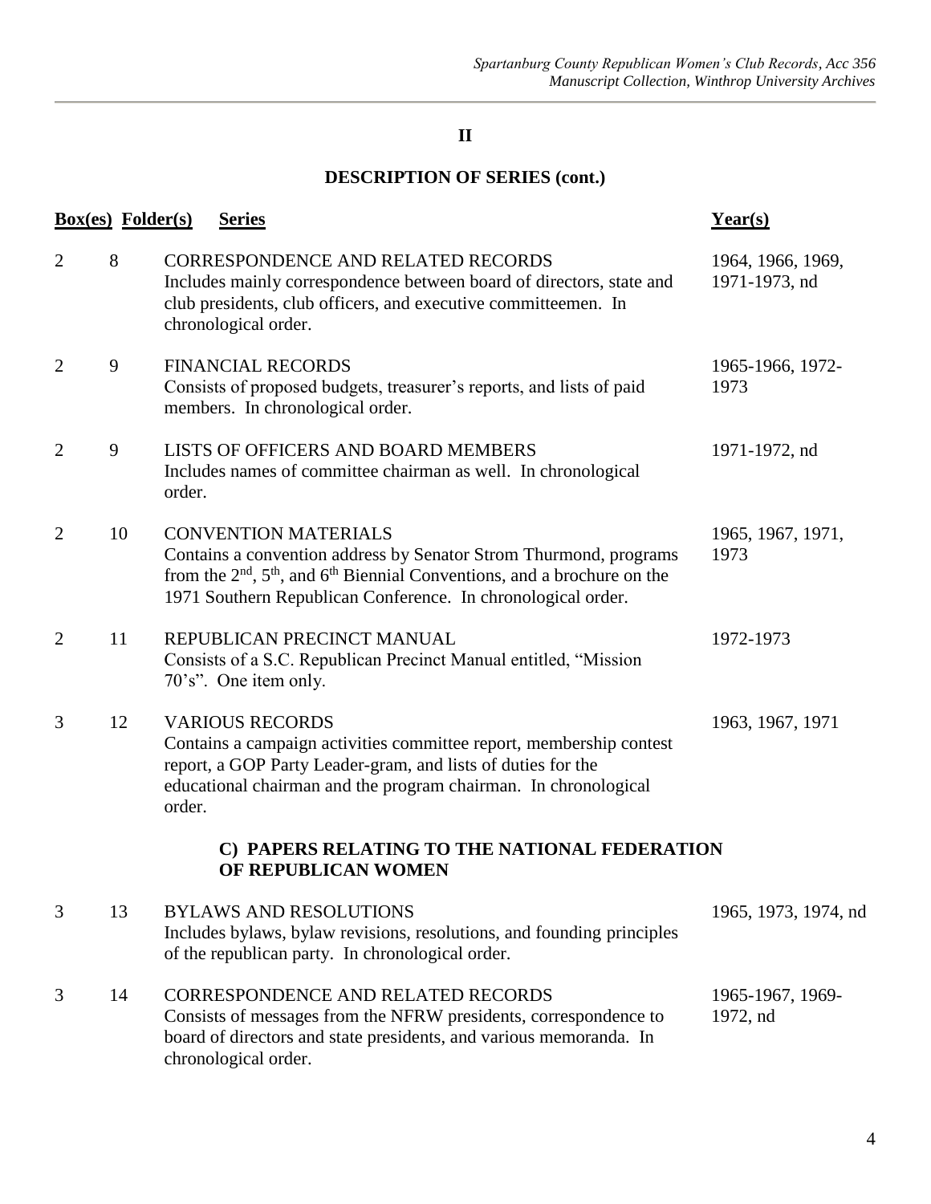## II

## DESCRIPTION OF SERIES (cont.)

| Box(es) | Folder(s) | Series | Year(s) |
|---|---|---|---|
| 2 | 8 | CORRESPONDENCE AND RELATED RECORDS<br>Includes mainly correspondence between board of directors, state and club presidents, club officers, and executive committeemen. In chronological order. | 1964, 1966, 1969, 1971-1973, nd |
| 2 | 9 | FINANCIAL RECORDS<br>Consists of proposed budgets, treasurer's reports, and lists of paid members. In chronological order. | 1965-1966, 1972-1973 |
| 2 | 9 | LISTS OF OFFICERS AND BOARD MEMBERS<br>Includes names of committee chairman as well. In chronological order. | 1971-1972, nd |
| 2 | 10 | CONVENTION MATERIALS<br>Contains a convention address by Senator Strom Thurmond, programs from the 2nd, 5th, and 6th Biennial Conventions, and a brochure on the 1971 Southern Republican Conference. In chronological order. | 1965, 1967, 1971, 1973 |
| 2 | 11 | REPUBLICAN PRECINCT MANUAL<br>Consists of a S.C. Republican Precinct Manual entitled, "Mission 70's". One item only. | 1972-1973 |
| 3 | 12 | VARIOUS RECORDS<br>Contains a campaign activities committee report, membership contest report, a GOP Party Leader-gram, and lists of duties for the educational chairman and the program chairman. In chronological order. | 1963, 1967, 1971 |

### C) PAPERS RELATING TO THE NATIONAL FEDERATION OF REPUBLICAN WOMEN

| Box(es) | Folder(s) | Series | Year(s) |
|---|---|---|---|
| 3 | 13 | BYLAWS AND RESOLUTIONS<br>Includes bylaws, bylaw revisions, resolutions, and founding principles of the republican party. In chronological order. | 1965, 1973, 1974, nd |
| 3 | 14 | CORRESPONDENCE AND RELATED RECORDS<br>Consists of messages from the NFRW presidents, correspondence to board of directors and state presidents, and various memoranda. In chronological order. | 1965-1967, 1969-1972, nd |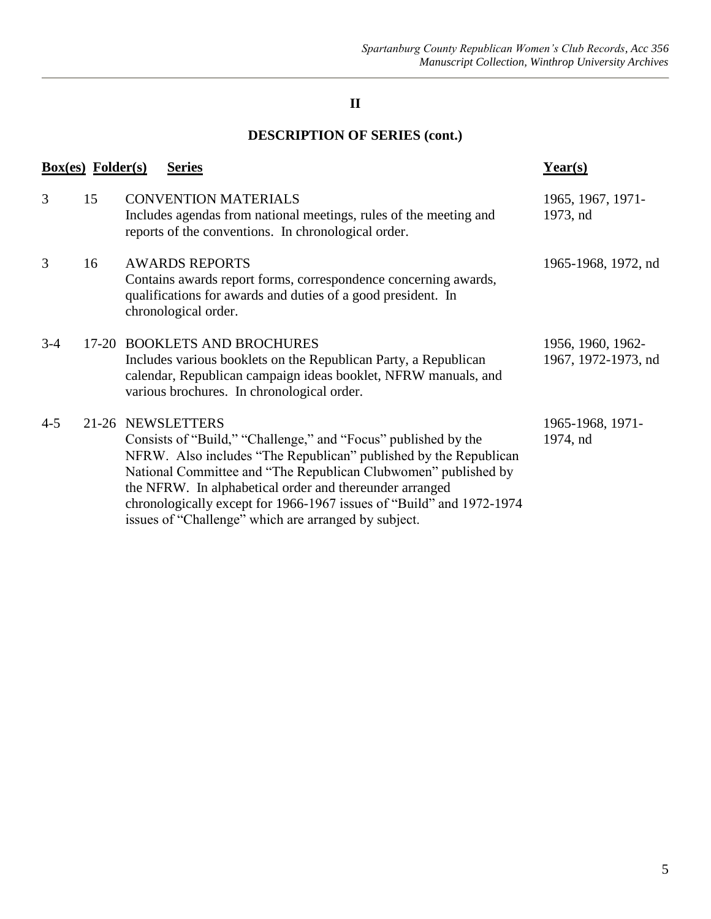## II

## DESCRIPTION OF SERIES (cont.)

| Box(es) | Folder(s) | Series | Year(s) |
| --- | --- | --- | --- |
| 3 | 15 | CONVENTION MATERIALS<br>Includes agendas from national meetings, rules of the meeting and reports of the conventions. In chronological order. | 1965, 1967, 1971-1973, nd |
| 3 | 16 | AWARDS REPORTS<br>Contains awards report forms, correspondence concerning awards, qualifications for awards and duties of a good president. In chronological order. | 1965-1968, 1972, nd |
| 3-4 | 17-20 | BOOKLETS AND BROCHURES<br>Includes various booklets on the Republican Party, a Republican calendar, Republican campaign ideas booklet, NFRW manuals, and various brochures. In chronological order. | 1956, 1960, 1962-1967, 1972-1973, nd |
| 4-5 | 21-26 | NEWSLETTERS<br>Consists of "Build," "Challenge," and "Focus" published by the NFRW. Also includes "The Republican" published by the Republican National Committee and "The Republican Clubwomen" published by the NFRW. In alphabetical order and thereunder arranged chronologically except for 1966-1967 issues of "Build" and 1972-1974 issues of "Challenge" which are arranged by subject. | 1965-1968, 1971-1974, nd |